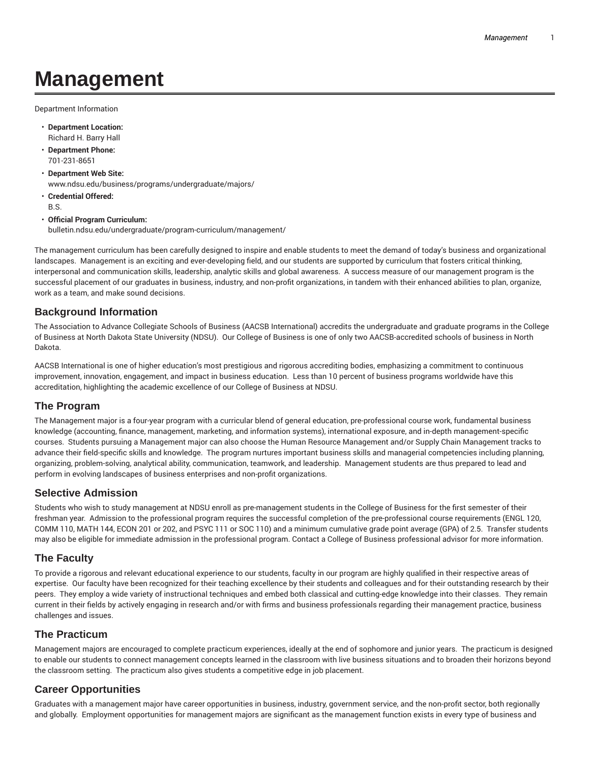# Management

Department Information

- **Department Location:**
  Richard H. Barry Hall
- **Department Phone:**
  701-231-8651
- **Department Web Site:**
  www.ndsu.edu/business/programs/undergraduate/majors/
- **Credential Offered:**
  B.S.
- **Official Program Curriculum:**
  bulletin.ndsu.edu/undergraduate/program-curriculum/management/

The management curriculum has been carefully designed to inspire and enable students to meet the demand of today's business and organizational landscapes. Management is an exciting and ever-developing field, and our students are supported by curriculum that fosters critical thinking, interpersonal and communication skills, leadership, analytic skills and global awareness. A success measure of our management program is the successful placement of our graduates in business, industry, and non-profit organizations, in tandem with their enhanced abilities to plan, organize, work as a team, and make sound decisions.

## Background Information

The Association to Advance Collegiate Schools of Business (AACSB International) accredits the undergraduate and graduate programs in the College of Business at North Dakota State University (NDSU). Our College of Business is one of only two AACSB-accredited schools of business in North Dakota.

AACSB International is one of higher education's most prestigious and rigorous accrediting bodies, emphasizing a commitment to continuous improvement, innovation, engagement, and impact in business education. Less than 10 percent of business programs worldwide have this accreditation, highlighting the academic excellence of our College of Business at NDSU.

## The Program

The Management major is a four-year program with a curricular blend of general education, pre-professional course work, fundamental business knowledge (accounting, finance, management, marketing, and information systems), international exposure, and in-depth management-specific courses. Students pursuing a Management major can also choose the Human Resource Management and/or Supply Chain Management tracks to advance their field-specific skills and knowledge. The program nurtures important business skills and managerial competencies including planning, organizing, problem-solving, analytical ability, communication, teamwork, and leadership. Management students are thus prepared to lead and perform in evolving landscapes of business enterprises and non-profit organizations.

## Selective Admission

Students who wish to study management at NDSU enroll as pre-management students in the College of Business for the first semester of their freshman year. Admission to the professional program requires the successful completion of the pre-professional course requirements (ENGL 120, COMM 110, MATH 144, ECON 201 or 202, and PSYC 111 or SOC 110) and a minimum cumulative grade point average (GPA) of 2.5. Transfer students may also be eligible for immediate admission in the professional program. Contact a College of Business professional advisor for more information.

## The Faculty

To provide a rigorous and relevant educational experience to our students, faculty in our program are highly qualified in their respective areas of expertise. Our faculty have been recognized for their teaching excellence by their students and colleagues and for their outstanding research by their peers. They employ a wide variety of instructional techniques and embed both classical and cutting-edge knowledge into their classes. They remain current in their fields by actively engaging in research and/or with firms and business professionals regarding their management practice, business challenges and issues.

## The Practicum

Management majors are encouraged to complete practicum experiences, ideally at the end of sophomore and junior years. The practicum is designed to enable our students to connect management concepts learned in the classroom with live business situations and to broaden their horizons beyond the classroom setting. The practicum also gives students a competitive edge in job placement.

## Career Opportunities

Graduates with a management major have career opportunities in business, industry, government service, and the non-profit sector, both regionally and globally. Employment opportunities for management majors are significant as the management function exists in every type of business and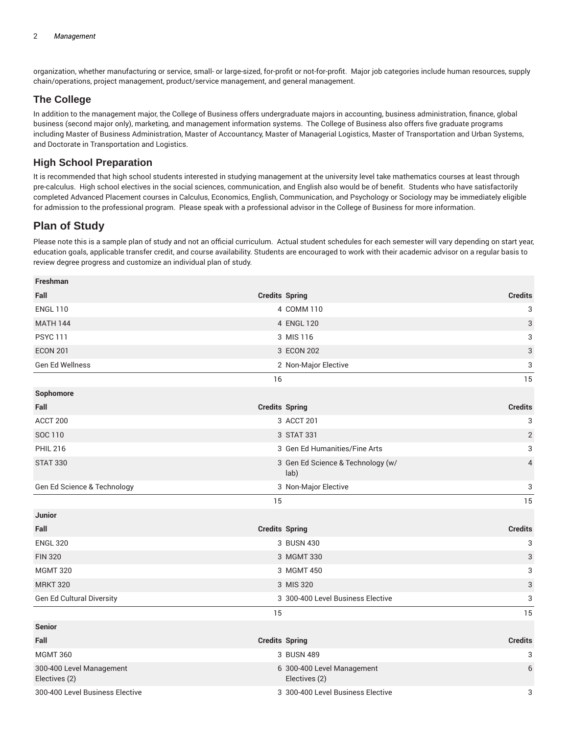organization, whether manufacturing or service, small- or large-sized, for-profit or not-for-profit. Major job categories include human resources, supply chain/operations, project management, product/service management, and general management.

## The College

In addition to the management major, the College of Business offers undergraduate majors in accounting, business administration, finance, global business (second major only), marketing, and management information systems. The College of Business also offers five graduate programs including Master of Business Administration, Master of Accountancy, Master of Managerial Logistics, Master of Transportation and Urban Systems, and Doctorate in Transportation and Logistics.

## High School Preparation

It is recommended that high school students interested in studying management at the university level take mathematics courses at least through pre-calculus. High school electives in the social sciences, communication, and English also would be of benefit. Students who have satisfactorily completed Advanced Placement courses in Calculus, Economics, English, Communication, and Psychology or Sociology may be immediately eligible for admission to the professional program. Please speak with a professional advisor in the College of Business for more information.

## Plan of Study

Please note this is a sample plan of study and not an official curriculum. Actual student schedules for each semester will vary depending on start year, education goals, applicable transfer credit, and course availability. Students are encouraged to work with their academic advisor on a regular basis to review degree progress and customize an individual plan of study.

| Freshman | | | |
|---|---|---|---|
| **Fall** | **Credits** | **Spring** | **Credits** |
| ENGL 110 | 4 | COMM 110 | 3 |
| MATH 144 | 4 | ENGL 120 | 3 |
| PSYC 111 | 3 | MIS 116 | 3 |
| ECON 201 | 3 | ECON 202 | 3 |
| Gen Ed Wellness | 2 | Non-Major Elective | 3 |
| | 16 | | 15 |
| **Sophomore** | | | |
| **Fall** | **Credits** | **Spring** | **Credits** |
| ACCT 200 | 3 | ACCT 201 | 3 |
| SOC 110 | 3 | STAT 331 | 2 |
| PHIL 216 | 3 | Gen Ed Humanities/Fine Arts | 3 |
| STAT 330 | 3 | Gen Ed Science & Technology (w/ lab) | 4 |
| Gen Ed Science & Technology | 3 | Non-Major Elective | 3 |
| | 15 | | 15 |
| **Junior** | | | |
| **Fall** | **Credits** | **Spring** | **Credits** |
| ENGL 320 | 3 | BUSN 430 | 3 |
| FIN 320 | 3 | MGMT 330 | 3 |
| MGMT 320 | 3 | MGMT 450 | 3 |
| MRKT 320 | 3 | MIS 320 | 3 |
| Gen Ed Cultural Diversity | 3 | 300-400 Level Business Elective | 3 |
| | 15 | | 15 |
| **Senior** | | | |
| **Fall** | **Credits** | **Spring** | **Credits** |
| MGMT 360 | 3 | BUSN 489 | 3 |
| 300-400 Level Management Electives (2) | 6 | 300-400 Level Management Electives (2) | 6 |
| 300-400 Level Business Elective | 3 | 300-400 Level Business Elective | 3 |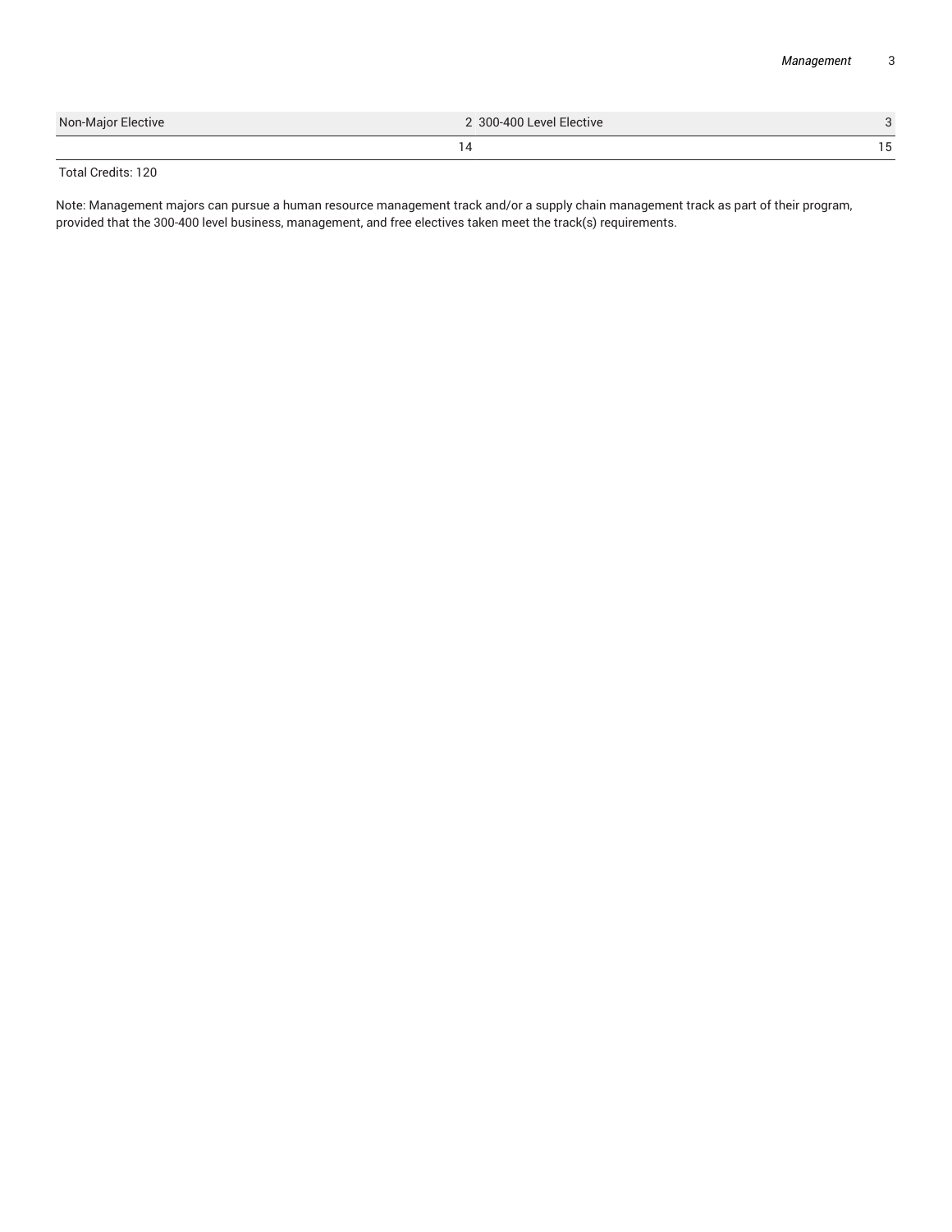| | | | |
|---|---|---|---|
| Non-Major Elective | 2 | 300-400 Level Elective | 3 |
| | 14 | | 15 |

Total Credits: 120

Note: Management majors can pursue a human resource management track and/or a supply chain management track as part of their program, provided that the 300-400 level business, management, and free electives taken meet the track(s) requirements.